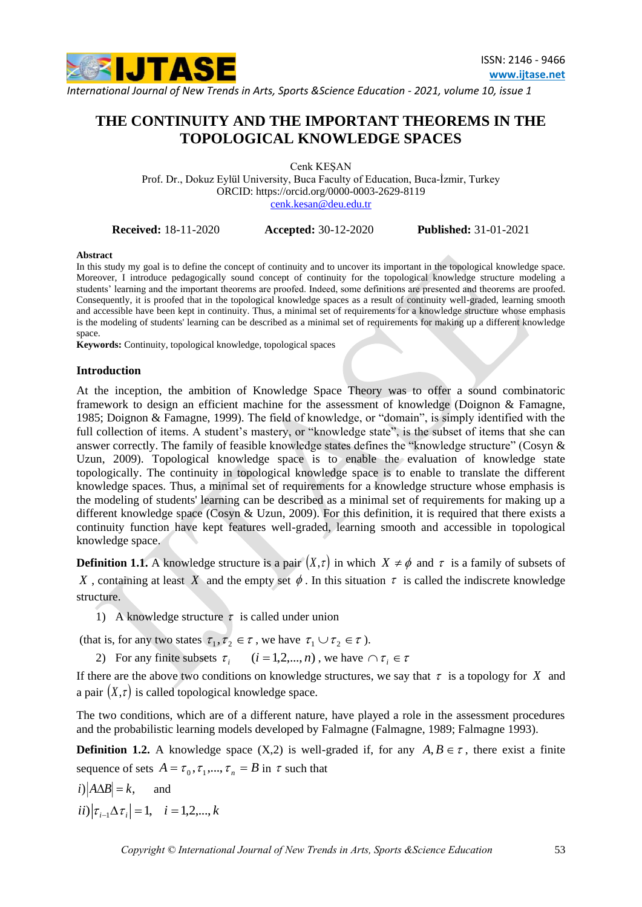# THE CONTINUITY AND THE IMPORTANT THEOREMS IN THE TOPOLOGICAL KNOWLEDGE SPACES

Cenk KEŞAN

Prof. Dr., Dokuz Eylül University, Buca Faculty of Education, Buca-İzmir, Turkey
ORCID: https://orcid.org/0000-0003-2629-8119
cenk.kesan@deu.edu.tr

**Received:** 18-11-2020 **Accepted:** 30-12-2020 **Published:** 31-01-2021

**Abstract**

In this study my goal is to define the concept of continuity and to uncover its important in the topological knowledge space. Moreover, I introduce pedagogically sound concept of continuity for the topological knowledge structure modeling a students' learning and the important theorems are proofed. Indeed, some definitions are presented and theorems are proofed. Consequently, it is proofed that in the topological knowledge spaces as a result of continuity well-graded, learning smooth and accessible have been kept in continuity. Thus, a minimal set of requirements for a knowledge structure whose emphasis is the modeling of students' learning can be described as a minimal set of requirements for making up a different knowledge space.

**Keywords:** Continuity, topological knowledge, topological spaces

## Introduction

At the inception, the ambition of Knowledge Space Theory was to offer a sound combinatoric framework to design an efficient machine for the assessment of knowledge (Doignon & Famagne, 1985; Doignon & Famagne, 1999). The field of knowledge, or "domain", is simply identified with the full collection of items. A student's mastery, or "knowledge state", is the subset of items that she can answer correctly. The family of feasible knowledge states defines the "knowledge structure" (Cosyn & Uzun, 2009). Topological knowledge space is to enable the evaluation of knowledge state topologically. The continuity in topological knowledge space is to enable to translate the different knowledge spaces. Thus, a minimal set of requirements for a knowledge structure whose emphasis is the modeling of students' learning can be described as a minimal set of requirements for making up a different knowledge space (Cosyn & Uzun, 2009). For this definition, it is required that there exists a continuity function have kept features well-graded, learning smooth and accessible in topological knowledge space.

**Definition 1.1.** A knowledge structure is a pair $(X,\tau)$ in which $X \neq \phi$ and $\tau$ is a family of subsets of $X$, containing at least $X$ and the empty set $\phi$. In this situation $\tau$ is called the indiscrete knowledge structure.

1) A knowledge structure $\tau$ is called under union

(that is, for any two states $\tau_1, \tau_2 \in \tau$, we have $\tau_1 \cup \tau_2 \in \tau$).

2) For any finite subsets $\tau_i \quad (i = 1,2,...,n)$, we have $\cap \tau_i \in \tau$

If there are the above two conditions on knowledge structures, we say that $\tau$ is a topology for $X$ and a pair $(X,\tau)$ is called topological knowledge space.

The two conditions, which are of a different nature, have played a role in the assessment procedures and the probabilistic learning models developed by Falmagne (Falmagne, 1989; Falmagne 1993).

**Definition 1.2.** A knowledge space (X,2) is well-graded if, for any $A, B \in \tau$, there exist a finite sequence of sets $A = \tau_0, \tau_1, ..., \tau_n = B$ in $\tau$ such that

$i) \left| A \Delta B \right| = k,$ and

$ii) \left| \tau_{i-1} \Delta \tau_i \right| = 1, \quad i = 1,2,...,k$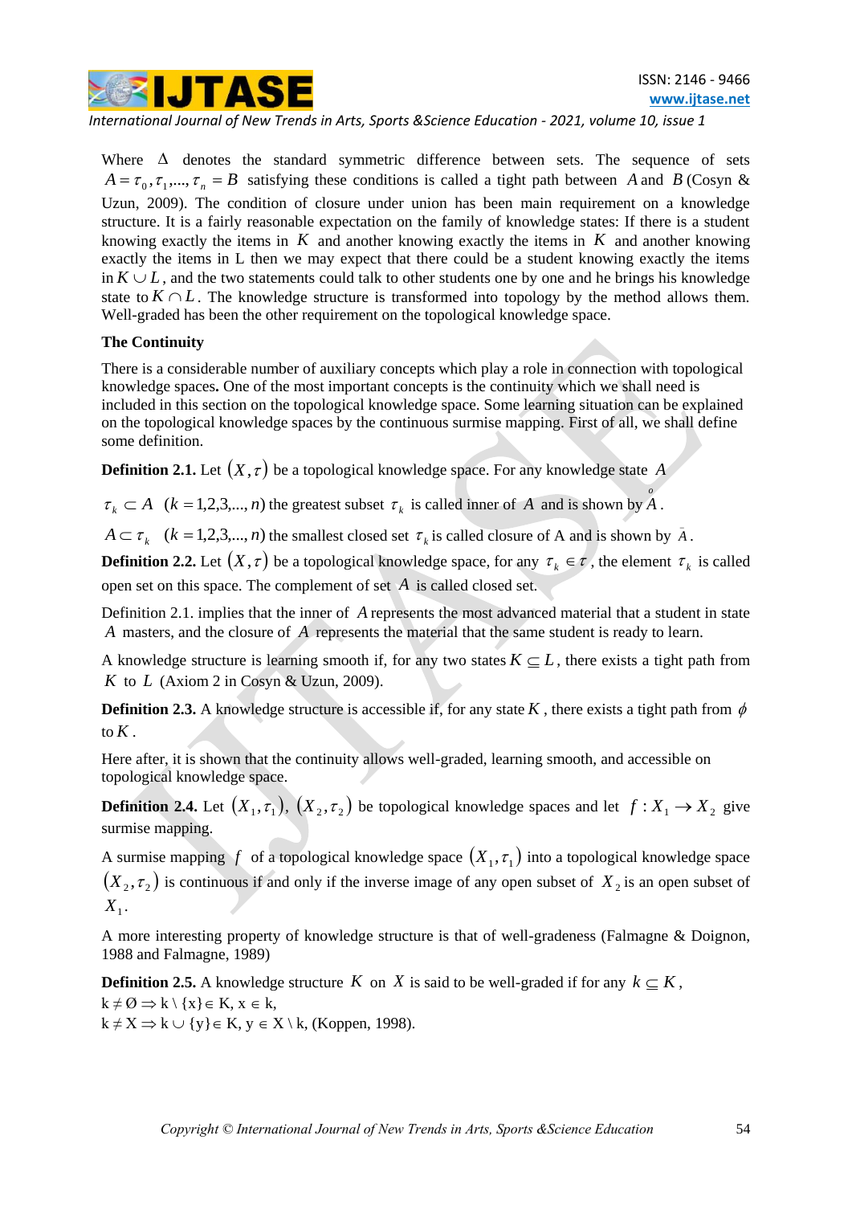Where $\Delta$ denotes the standard symmetric difference between sets. The sequence of sets $A = \tau_0, \tau_1, ..., \tau_n = B$ satisfying these conditions is called a tight path between $A$ and $B$ (Cosyn & Uzun, 2009). The condition of closure under union has been main requirement on a knowledge structure. It is a fairly reasonable expectation on the family of knowledge states: If there is a student knowing exactly the items in $K$ and another knowing exactly the items in $K$ and another knowing exactly the items in L then we may expect that there could be a student knowing exactly the items in $K \cup L$, and the two statements could talk to other students one by one and he brings his knowledge state to $K \cap L$. The knowledge structure is transformed into topology by the method allows them. Well-graded has been the other requirement on the topological knowledge space.

**The Continuity**

There is a considerable number of auxiliary concepts which play a role in connection with topological knowledge spaces**.** One of the most important concepts is the continuity which we shall need is included in this section on the topological knowledge space. Some learning situation can be explained on the topological knowledge spaces by the continuous surmise mapping. First of all, we shall define some definition.

**Definition 2.1.** Let $(X, \tau)$ be a topological knowledge space. For any knowledge state $A$

$\tau_k \subset A \quad (k = 1,2,3,...,n)$ the greatest subset $\tau_k$ is called inner of $A$ and is shown by $\overset{o}{A}$.

$A \subset \tau_k \quad (k = 1,2,3,...,n)$ the smallest closed set $\tau_k$ is called closure of A and is shown by $\bar{A}$.

**Definition 2.2.** Let $(X, \tau)$ be a topological knowledge space, for any $\tau_k \in \tau$, the element $\tau_k$ is called open set on this space. The complement of set $A$ is called closed set.

Definition 2.1. implies that the inner of $A$ represents the most advanced material that a student in state $A$ masters, and the closure of $A$ represents the material that the same student is ready to learn.

A knowledge structure is learning smooth if, for any two states $K \subseteq L$, there exists a tight path from $K$ to $L$ (Axiom 2 in Cosyn & Uzun, 2009).

**Definition 2.3.** A knowledge structure is accessible if, for any state $K$, there exists a tight path from $\phi$ to $K$.

Here after, it is shown that the continuity allows well-graded, learning smooth, and accessible on topological knowledge space.

**Definition 2.4.** Let $(X_1, \tau_1)$, $(X_2, \tau_2)$ be topological knowledge spaces and let $f : X_1 \rightarrow X_2$ give surmise mapping.

A surmise mapping $f$ of a topological knowledge space $(X_1, \tau_1)$ into a topological knowledge space $(X_2, \tau_2)$ is continuous if and only if the inverse image of any open subset of $X_2$ is an open subset of $X_1$.

A more interesting property of knowledge structure is that of well-gradeness (Falmagne & Doignon, 1988 and Falmagne, 1989)

**Definition 2.5.** A knowledge structure $K$ on $X$ is said to be well-graded if for any $k \subseteq K$,
$k \neq \emptyset \Rightarrow k \setminus \{x\} \in K,\ x \in k,$
$k \neq X \Rightarrow k \cup \{y\} \in K,\ y \in X \setminus k,$ (Koppen, 1998).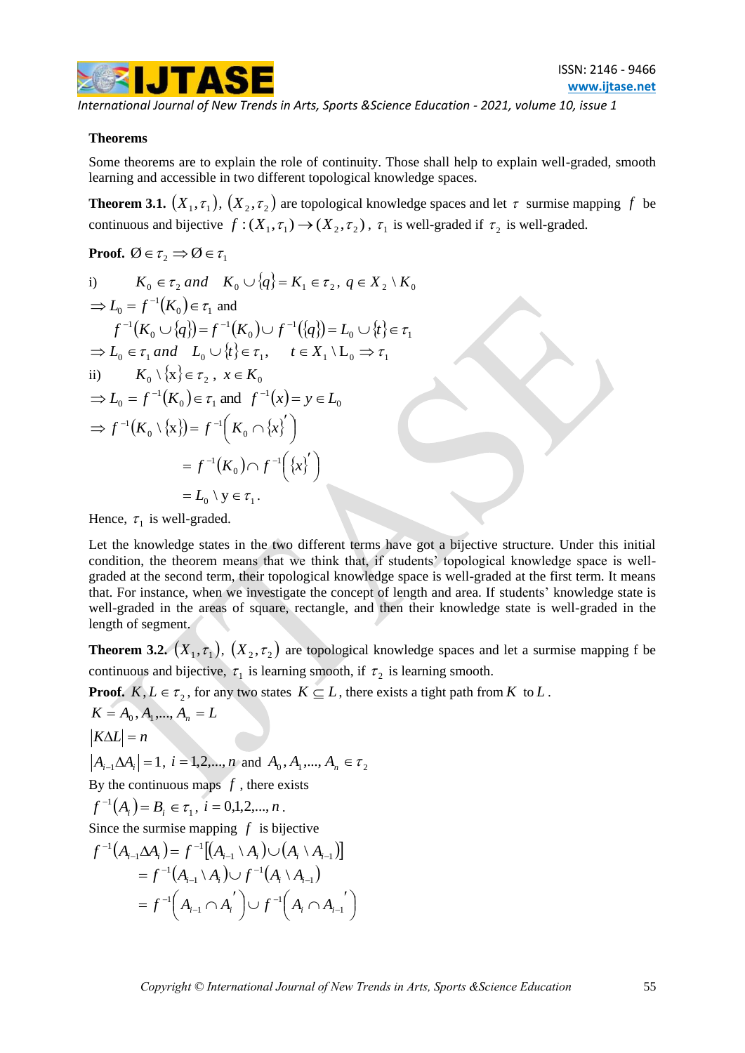**Theorems**

Some theorems are to explain the role of continuity. Those shall help to explain well-graded, smooth learning and accessible in two different topological knowledge spaces.

**Theorem 3.1.** $(X_1,\tau_1)$, $(X_2,\tau_2)$ are topological knowledge spaces and let $\tau$ surmise mapping $f$ be continuous and bijective $f:(X_1,\tau_1)\rightarrow(X_2,\tau_2)$, $\tau_1$ is well-graded if $\tau_2$ is well-graded.

**Proof.** $\varnothing\in\tau_2 \Rightarrow \varnothing\in\tau_1$

i) $\quad K_0\in\tau_2$ *and* $\quad K_0\cup\{q\}=K_1\in\tau_2,\ q\in X_2\setminus K_0$

$\Rightarrow L_0=f^{-1}(K_0)\in\tau_1$ and

$\quad f^{-1}(K_0\cup\{q\})=f^{-1}(K_0)\cup f^{-1}(\{q\})=L_0\cup\{t\}\in\tau_1$

$\Rightarrow L_0\in\tau_1$ *and* $\quad L_0\cup\{t\}\in\tau_1,\qquad t\in X_1\setminus \mathrm{L}_0\Rightarrow\tau_1$

ii) $\quad K_0\setminus\{\mathrm{x}\}\in\tau_2,\ x\in K_0$

$\Rightarrow L_0=f^{-1}(K_0)\in\tau_1$ and $f^{-1}(x)=y\in L_0$

$$\Rightarrow f^{-1}(K_0\setminus\{\mathrm{x}\})=f^{-1}\left(K_0\cap\{x\}'\right)$$

$$=f^{-1}(K_0)\cap f^{-1}\left(\{x\}'\right)$$

$$=L_0\setminus \mathrm{y}\in\tau_1.$$

Hence, $\tau_1$ is well-graded.

Let the knowledge states in the two different terms have got a bijective structure. Under this initial condition, the theorem means that we think that, if students' topological knowledge space is well-graded at the second term, their topological knowledge space is well-graded at the first term. It means that. For instance, when we investigate the concept of length and area. If students' knowledge state is well-graded in the areas of square, rectangle, and then their knowledge state is well-graded in the length of segment.

**Theorem 3.2.** $(X_1,\tau_1)$, $(X_2,\tau_2)$ are topological knowledge spaces and let a surmise mapping f be continuous and bijective, $\tau_1$ is learning smooth, if $\tau_2$ is learning smooth.

**Proof.** $K,L\in\tau_2$, for any two states $K\subseteq L$, there exists a tight path from $K$ to $L$.

$K=A_0,A_1,\ldots,A_n=L$

$|K\Delta L|=n$

$|A_{i-1}\Delta A_i|=1,\ i=1,2,\ldots,n$ and $A_0,A_1,\ldots,A_n\in\tau_2$

By the continuous maps $f$, there exists

$f^{-1}(A_i)=B_i\in\tau_1,\ i=0,1,2,\ldots,n$.

Since the surmise mapping $f$ is bijective

$$f^{-1}(A_{i-1}\Delta A_i)=f^{-1}[(A_{i-1}\setminus A_i)\cup(A_i\setminus A_{i-1})]$$

$$=f^{-1}(A_{i-1}\setminus A_i)\cup f^{-1}(A_i\setminus A_{i-1})$$

$$=f^{-1}\left(A_{i-1}\cap A_i'\right)\cup f^{-1}\left(A_i\cap A_{i-1}'\right)$$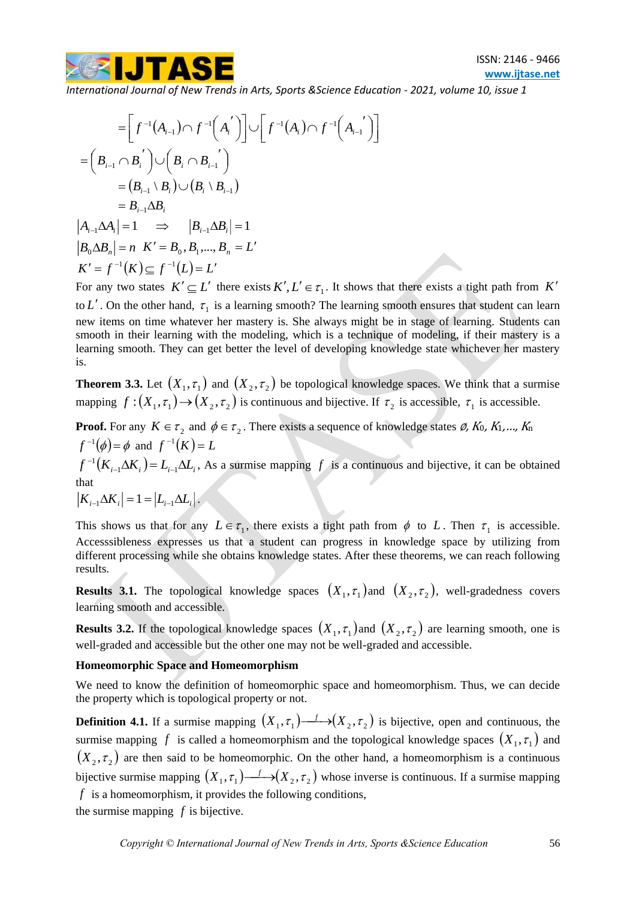$$= \left[ f^{-1}(A_{i-1}) \cap f^{-1}\left(A_i^{'}\right) \right] \cup \left[ f^{-1}(A_i) \cap f^{-1}\left(A_{i-1}^{'}\right) \right]$$

$$= \left(B_{i-1} \cap B_i^{'}\right) \cup \left(B_i \cap B_{i-1}^{'}\right)$$

$$= (B_{i-1} \setminus B_i) \cup (B_i \setminus B_{i-1})$$

$$= B_{i-1} \Delta B_i$$

$$|A_{i-1} \Delta A_i| = 1 \quad \Rightarrow \quad |B_{i-1} \Delta B_i| = 1$$

$$|B_0 \Delta B_n| = n \;\; K' = B_0, B_1, ..., B_n = L'$$

$$K' = f^{-1}(K) \subseteq f^{-1}(L) = L'$$

For any two states $K' \subseteq L'$ there exists $K', L' \in \tau_1$. It shows that there exists a tight path from $K'$ to $L'$. On the other hand, $\tau_1$ is a learning smooth? The learning smooth ensures that student can learn new items on time whatever her mastery is. She always might be in stage of learning. Students can smooth in their learning with the modeling, which is a technique of modeling, if their mastery is a learning smooth. They can get better the level of developing knowledge state whichever her mastery is.

**Theorem 3.3.** Let $(X_1, \tau_1)$ and $(X_2, \tau_2)$ be topological knowledge spaces. We think that a surmise mapping $f : (X_1, \tau_1) \rightarrow (X_2, \tau_2)$ is continuous and bijective. If $\tau_2$ is accessible, $\tau_1$ is accessible.

**Proof.** For any $K \in \tau_2$ and $\phi \in \tau_2$. There exists a sequence of knowledge states $\emptyset, K_0, K_1, ..., K_n$

$f^{-1}(\phi) = \phi$ and $f^{-1}(K) = L$

$f^{-1}(K_{i-1} \Delta K_i) = L_{i-1} \Delta L_i$, As a surmise mapping $f$ is a continuous and bijective, it can be obtained that

$|K_{i-1} \Delta K_i| = 1 = |L_{i-1} \Delta L_i|$.

This shows us that for any $L \in \tau_1$, there exists a tight path from $\phi$ to $L$. Then $\tau_1$ is accessible. Accesssibleness expresses us that a student can progress in knowledge space by utilizing from different processing while she obtains knowledge states. After these theorems, we can reach following results.

**Results 3.1.** The topological knowledge spaces $(X_1, \tau_1)$ and $(X_2, \tau_2)$, well-gradedness covers learning smooth and accessible.

**Results 3.2.** If the topological knowledge spaces $(X_1, \tau_1)$ and $(X_2, \tau_2)$ are learning smooth, one is well-graded and accessible but the other one may not be well-graded and accessible.

**Homeomorphic Space and Homeomorphism**

We need to know the definition of homeomorphic space and homeomorphism. Thus, we can decide the property which is topological property or not.

**Definition 4.1.** If a surmise mapping $(X_1, \tau_1) \xrightarrow{f} (X_2, \tau_2)$ is bijective, open and continuous, the surmise mapping $f$ is called a homeomorphism and the topological knowledge spaces $(X_1, \tau_1)$ and $(X_2, \tau_2)$ are then said to be homeomorphic. On the other hand, a homeomorphism is a continuous bijective surmise mapping $(X_1, \tau_1) \xrightarrow{f} (X_2, \tau_2)$ whose inverse is continuous. If a surmise mapping $f$ is a homeomorphism, it provides the following conditions,

the surmise mapping $f$ is bijective.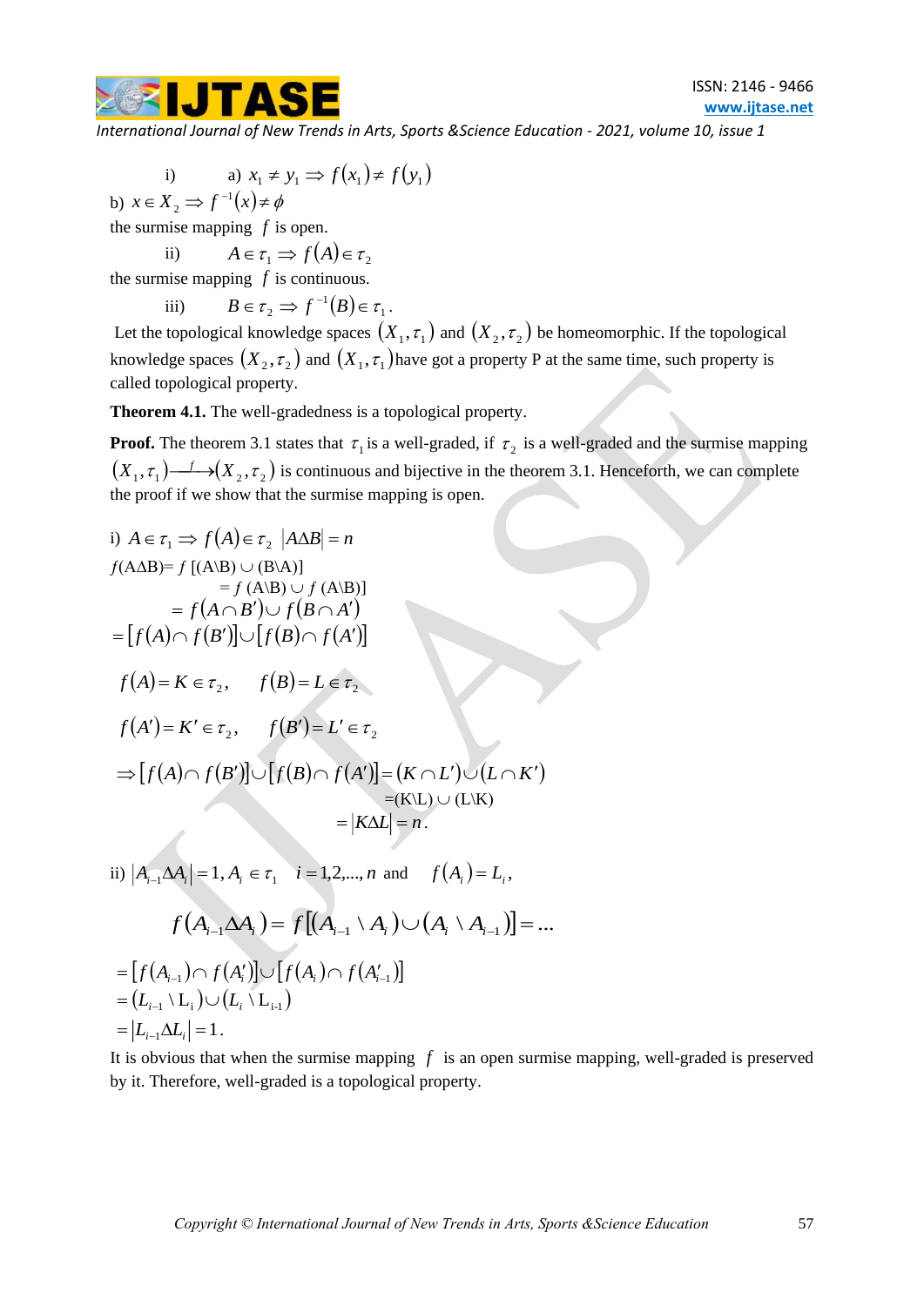i) a) $x_1 \neq y_1 \Rightarrow f(x_1) \neq f(y_1)$

b) $x \in X_2 \Rightarrow f^{-1}(x) \neq \phi$

the surmise mapping $f$ is open.

ii) $A \in \tau_1 \Rightarrow f(A) \in \tau_2$

the surmise mapping $f$ is continuous.

iii) $B \in \tau_2 \Rightarrow f^{-1}(B) \in \tau_1$.

Let the topological knowledge spaces $(X_1, \tau_1)$ and $(X_2, \tau_2)$ be homeomorphic. If the topological knowledge spaces $(X_2, \tau_2)$ and $(X_1, \tau_1)$ have got a property P at the same time, such property is called topological property.

**Theorem 4.1.** The well-gradedness is a topological property.

**Proof.** The theorem 3.1 states that $\tau_1$ is a well-graded, if $\tau_2$ is a well-graded and the surmise mapping $(X_1, \tau_1) \xrightarrow{f} (X_2, \tau_2)$ is continuous and bijective in the theorem 3.1. Henceforth, we can complete the proof if we show that the surmise mapping is open.

i) $A \in \tau_1 \Rightarrow f(A) \in \tau_2$ $|A \Delta B| = n$

$$f(A\Delta B) = f\,[(A \setminus B) \cup (B \setminus A)]$$
$$= f\,(A \setminus B) \cup f\,(A \setminus B)]$$
$$= f(A \cap B') \cup f(B \cap A')$$
$$= [f(A) \cap f(B')] \cup [f(B) \cap f(A')]$$

$$f(A) = K \in \tau_2, \qquad f(B) = L \in \tau_2$$

$$f(A') = K' \in \tau_2, \qquad f(B') = L' \in \tau_2$$

$$\Rightarrow [f(A) \cap f(B')] \cup [f(B) \cap f(A')] = (K \cap L') \cup (L \cap K')$$
$$= (K \setminus L) \cup (L \setminus K)$$
$$= |K \Delta L| = n.$$

ii) $|A_{i-1} \Delta A_i| = 1, A_i \in \tau_1$ $\quad i = 1,2,...,n$ and $\quad f(A_i) = L_i$,

$$f(A_{i-1} \Delta A_i) = f[(A_{i-1} \setminus A_i) \cup (A_i \setminus A_{i-1})] = ...$$

$$= [f(A_{i-1}) \cap f(A_i')] \cup [f(A_i) \cap f(A_{i-1}')]$$
$$= (L_{i-1} \setminus L_i) \cup (L_i \setminus L_{i-1})$$
$$= |L_{i-1} \Delta L_i| = 1.$$

It is obvious that when the surmise mapping $f$ is an open surmise mapping, well-graded is preserved by it. Therefore, well-graded is a topological property.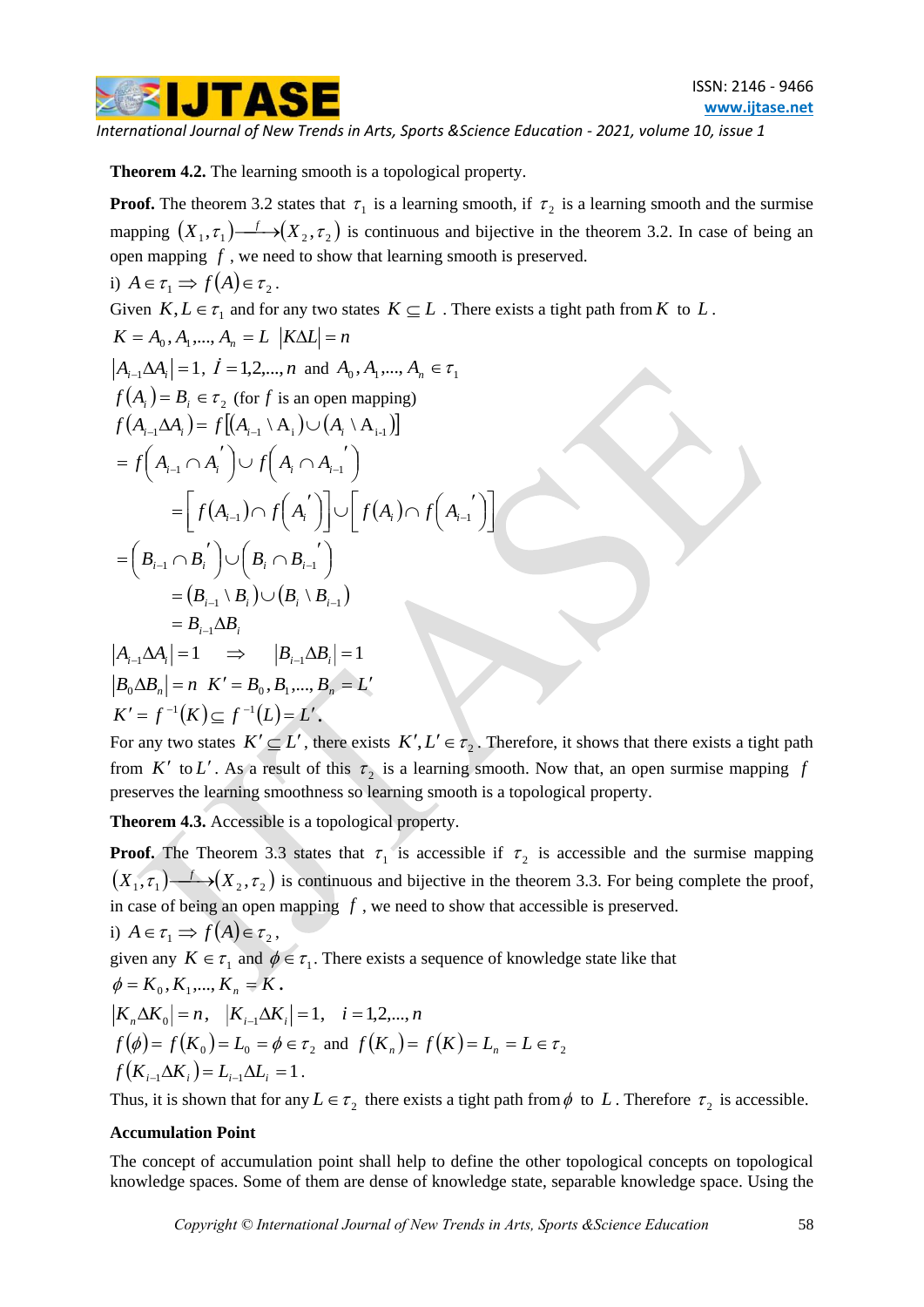**Theorem 4.2.** The learning smooth is a topological property.

**Proof.** The theorem 3.2 states that $\tau_1$ is a learning smooth, if $\tau_2$ is a learning smooth and the surmise mapping $(X_1,\tau_1)\xrightarrow{f}(X_2,\tau_2)$ is continuous and bijective in the theorem 3.2. In case of being an open mapping $f$, we need to show that learning smooth is preserved.

i) $A\in\tau_1 \Rightarrow f(A)\in\tau_2$.

Given $K,L\in\tau_1$ and for any two states $K\subseteq L$. There exists a tight path from $K$ to $L$.

$K=A_0,A_1,...,A_n=L \quad |K\Delta L|=n$

$|A_{i-1}\Delta A_i|=1,\ i=1,2,...,n$ and $A_0,A_1,...,A_n\in\tau_1$

$f(A_i)=B_i\in\tau_2$ (for $f$ is an open mapping)

$$f(A_{i-1}\Delta A_i)=f[(A_{i-1}\setminus A_i)\cup(A_i\setminus A_{i-1})]$$

$$=f\left(A_{i-1}\cap A_i{'}\right)\cup f\left(A_i\cap A_{i-1}{'}\right)$$

$$=\left[f(A_{i-1})\cap f\left(A_i{'}\right)\right]\cup\left[f(A_i)\cap f\left(A_{i-1}{'}\right)\right]$$

$$=\left(B_{i-1}\cap B_i{'}\right)\cup\left(B_i\cap B_{i-1}{'}\right)$$

$$=(B_{i-1}\setminus B_i)\cup(B_i\setminus B_{i-1})$$

$$=B_{i-1}\Delta B_i$$

$|A_{i-1}\Delta A_i|=1 \quad\Rightarrow\quad |B_{i-1}\Delta B_i|=1$

$|B_0\Delta B_n|=n \quad K'=B_0,B_1,...,B_n=L'$

$K'=f^{-1}(K)\subseteq f^{-1}(L)=L'$.

For any two states $K'\subseteq L'$, there exists $K',L'\in\tau_2$. Therefore, it shows that there exists a tight path from $K'$ to $L'$. As a result of this $\tau_2$ is a learning smooth. Now that, an open surmise mapping $f$ preserves the learning smoothness so learning smooth is a topological property.

**Theorem 4.3.** Accessible is a topological property.

**Proof.** The Theorem 3.3 states that $\tau_1$ is accessible if $\tau_2$ is accessible and the surmise mapping $(X_1,\tau_1)\xrightarrow{f}(X_2,\tau_2)$ is continuous and bijective in the theorem 3.3. For being complete the proof, in case of being an open mapping $f$, we need to show that accessible is preserved.

i) $A\in\tau_1 \Rightarrow f(A)\in\tau_2$,

given any $K\in\tau_1$ and $\phi\in\tau_1$. There exists a sequence of knowledge state like that

$\phi=K_0,K_1,...,K_n=K$.

$|K_n\Delta K_0|=n,\quad |K_{i-1}\Delta K_i|=1,\quad i=1,2,...,n$

$f(\phi)=f(K_0)=L_0=\phi\in\tau_2$ and $f(K_n)=f(K)=L_n=L\in\tau_2$

$f(K_{i-1}\Delta K_i)=L_{i-1}\Delta L_i=1$.

Thus, it is shown that for any $L\in\tau_2$ there exists a tight path from $\phi$ to $L$. Therefore $\tau_2$ is accessible.

**Accumulation Point**

The concept of accumulation point shall help to define the other topological concepts on topological knowledge spaces. Some of them are dense of knowledge state, separable knowledge space. Using the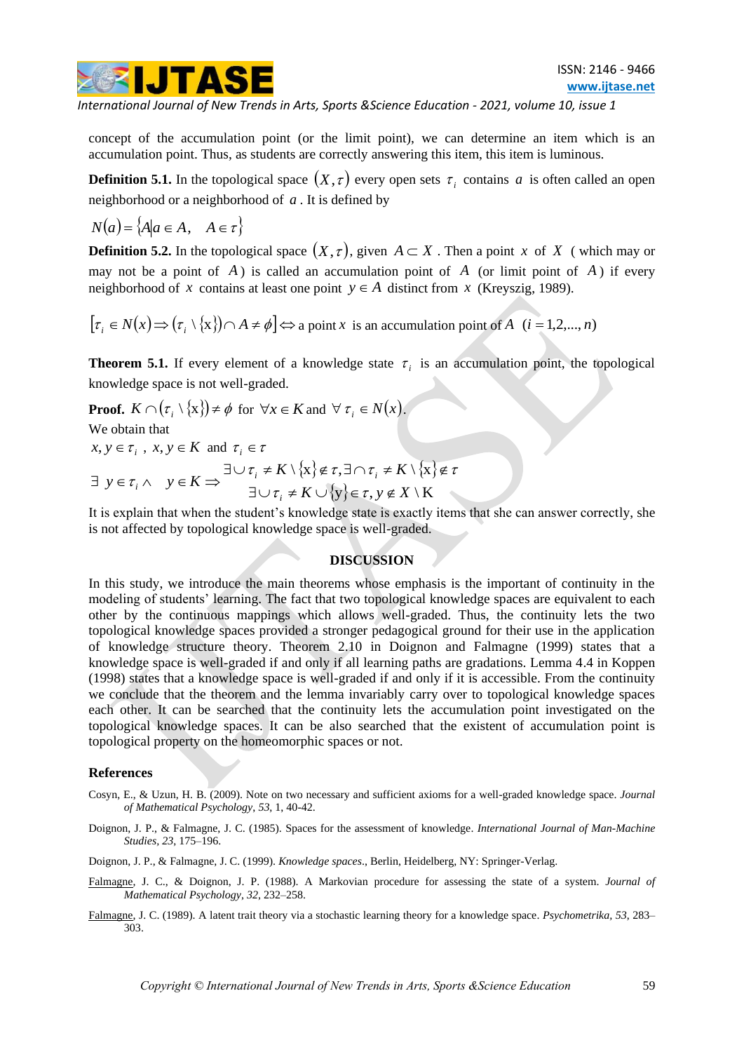concept of the accumulation point (or the limit point), we can determine an item which is an accumulation point. Thus, as students are correctly answering this item, this item is luminous.

**Definition 5.1.** In the topological space $(X,\tau)$ every open sets $\tau_i$ contains $a$ is often called an open neighborhood or a neighborhood of $a$. It is defined by

$$N(a)=\{A|a \in A, \quad A \in \tau\}$$

**Definition 5.2.** In the topological space $(X,\tau)$, given $A \subset X$. Then a point $x$ of $X$ ( which may or may not be a point of $A$) is called an accumulation point of $A$ (or limit point of $A$) if every neighborhood of $x$ contains at least one point $y \in A$ distinct from $x$ (Kreyszig, 1989).

$$\left[\tau_i \in N(x) \Rightarrow (\tau_i \setminus \{x\}) \cap A \neq \phi\right] \Leftrightarrow \text{a point } x \text{ is an accumulation point of } A \quad (i=1,2,...,n)$$

**Theorem 5.1.** If every element of a knowledge state $\tau_i$ is an accumulation point, the topological knowledge space is not well-graded.

**Proof.** $K \cap (\tau_i \setminus \{x\}) \neq \phi$ for $\forall x \in K$ and $\forall\, \tau_i \in N(x)$.

We obtain that

$x, y \in \tau_i$ , $x, y \in K$ and $\tau_i \in \tau$

$$\exists\ y \in \tau_i \wedge \quad y \in K \Rightarrow \begin{matrix} \exists \cup \tau_i \neq K \setminus \{x\} \notin \tau, \exists \cap \tau_i \neq K \setminus \{x\} \notin \tau \\ \exists \cup \tau_i \neq K \cup \{y\} \in \tau, y \notin X \setminus K \end{matrix}$$

It is explain that when the student's knowledge state is exactly items that she can answer correctly, she is not affected by topological knowledge space is well-graded.

## DISCUSSION

In this study, we introduce the main theorems whose emphasis is the important of continuity in the modeling of students' learning. The fact that two topological knowledge spaces are equivalent to each other by the continuous mappings which allows well-graded. Thus, the continuity lets the two topological knowledge spaces provided a stronger pedagogical ground for their use in the application of knowledge structure theory. Theorem 2.10 in Doignon and Falmagne (1999) states that a knowledge space is well-graded if and only if all learning paths are gradations. Lemma 4.4 in Koppen (1998) states that a knowledge space is well-graded if and only if it is accessible. From the continuity we conclude that the theorem and the lemma invariably carry over to topological knowledge spaces each other. It can be searched that the continuity lets the accumulation point investigated on the topological knowledge spaces. It can be also searched that the existent of accumulation point is topological property on the homeomorphic spaces or not.

## References

Cosyn, E., & Uzun, H. B. (2009). Note on two necessary and sufficient axioms for a well-graded knowledge space. *Journal of Mathematical Psychology*, *53*, 1, 40-42.

Doignon, J. P., & Falmagne, J. C. (1985). Spaces for the assessment of knowledge. *International Journal of Man-Machine Studies*, *23*, 175–196.

Doignon, J. P., & Falmagne, J. C. (1999). *Knowledge spaces*., Berlin, Heidelberg, NY: Springer-Verlag.

Falmagne, J. C., & Doignon, J. P. (1988). A Markovian procedure for assessing the state of a system. *Journal of Mathematical Psychology*, *32*, 232–258.

Falmagne, J. C. (1989). A latent trait theory via a stochastic learning theory for a knowledge space. *Psychometrika*, *53*, 283–303.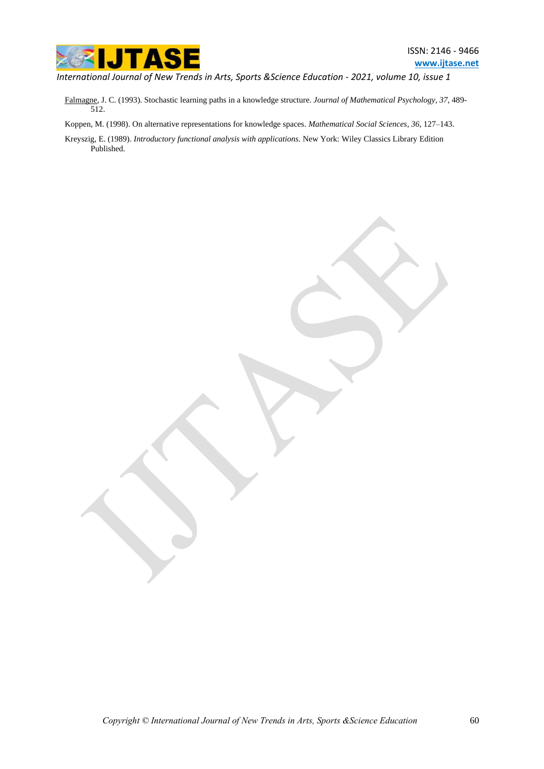Falmagne, J. C. (1993). Stochastic learning paths in a knowledge structure. *Journal of Mathematical Psychology*, *37*, 489-512.

Koppen, M. (1998). On alternative representations for knowledge spaces. *Mathematical Social Sciences*, *36*, 127–143.

Kreyszig, E. (1989). *Introductory functional analysis with applications*. New York: Wiley Classics Library Edition Published.